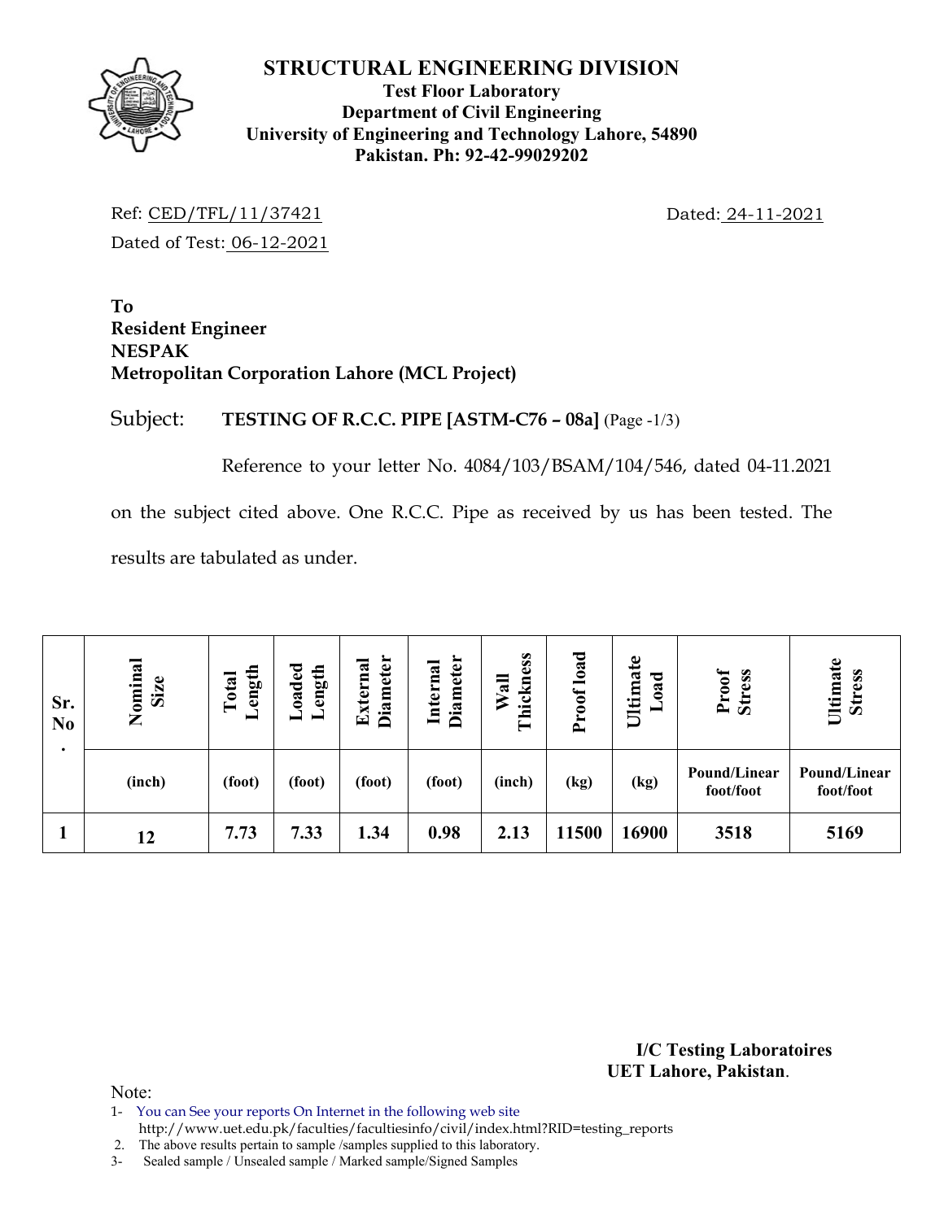# STRUCTURAL ENGINEERING DIVISION

**Test Floor Laboratory**
**Department of Civil Engineering**
**University of Engineering and Technology Lahore, 54890**
**Pakistan. Ph: 92-42-99029202**

Ref: CED/TFL/11/37421 Dated: 24-11-2021

Dated of Test: 06-12-2021

**To**
**Resident Engineer**
**NESPAK**
**Metropolitan Corporation Lahore (MCL Project)**

Subject: **TESTING OF R.C.C. PIPE [ASTM-C76 – 08a]** (Page -1/3)

Reference to your letter No. 4084/103/BSAM/104/546, dated 04-11.2021 on the subject cited above. One R.C.C. Pipe as received by us has been tested. The results are tabulated as under.

| Sr. No. | Nominal Size | Total Length | Loaded Length | External Diameter | Internal Diameter | Wall Thickness | Proof load | Ultimate Load | Proof Stress | Ultimate Stress |
|---|---|---|---|---|---|---|---|---|---|---|
| | (inch) | (foot) | (foot) | (foot) | (foot) | (inch) | (kg) | (kg) | Pound/Linear foot/foot | Pound/Linear foot/foot |
| 1 | 12 | 7.73 | 7.33 | 1.34 | 0.98 | 2.13 | 11500 | 16900 | 3518 | 5169 |

**I/C Testing Laboratoires**
**UET Lahore, Pakistan**.

Note:

1- You can See your reports On Internet in the following web site http://www.uet.edu.pk/faculties/facultiesinfo/civil/index.html?RID=testing_reports
2. The above results pertain to sample /samples supplied to this laboratory.
3- Sealed sample / Unsealed sample / Marked sample/Signed Samples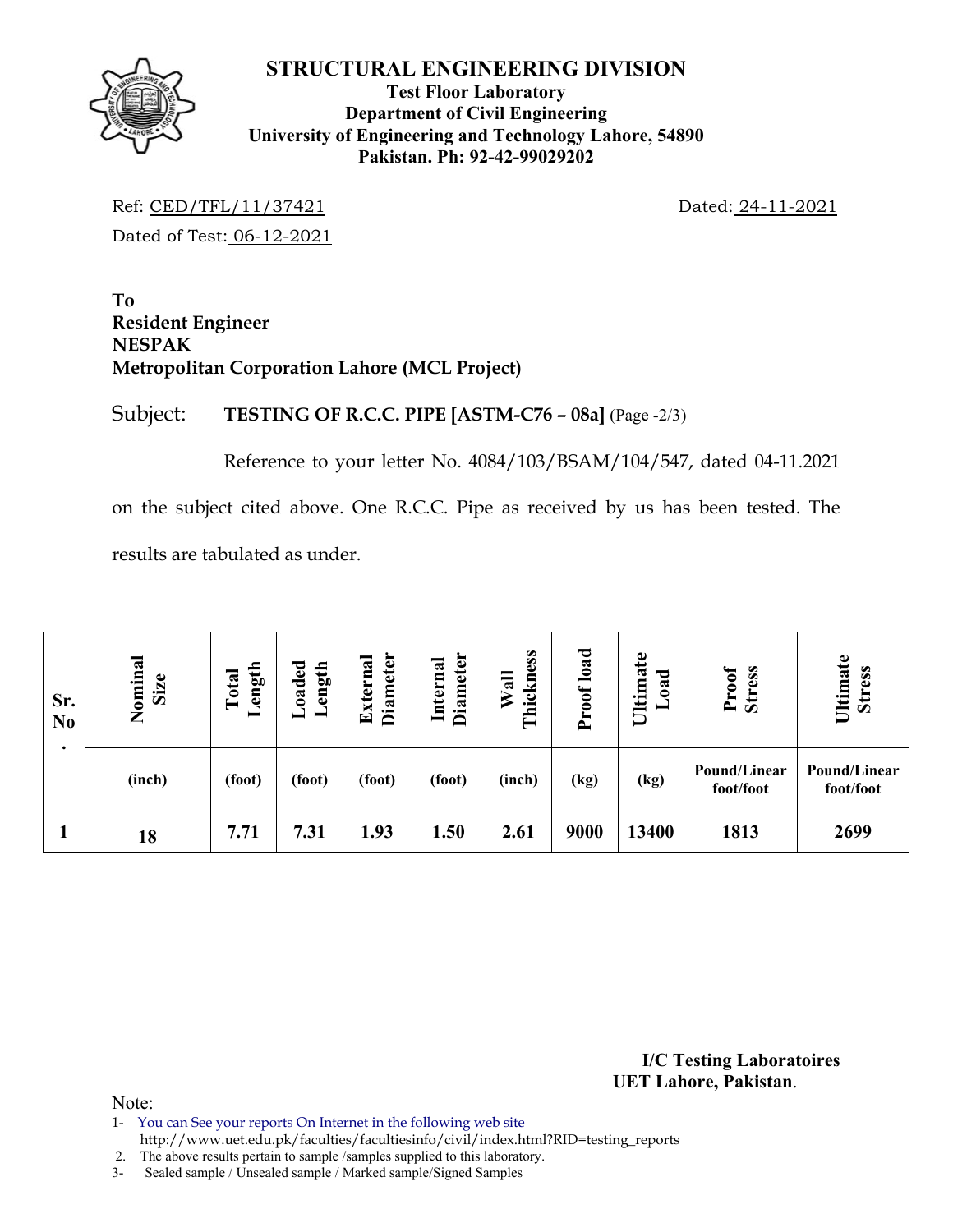# STRUCTURAL ENGINEERING DIVISION

**Test Floor Laboratory**
**Department of Civil Engineering**
**University of Engineering and Technology Lahore, 54890**
**Pakistan. Ph: 92-42-99029202**

Ref: CED/TFL/11/37421 Dated: 24-11-2021

Dated of Test: 06-12-2021

**To**
**Resident Engineer**
**NESPAK**
**Metropolitan Corporation Lahore (MCL Project)**

Subject: **TESTING OF R.C.C. PIPE [ASTM-C76 – 08a]** (Page -2/3)

Reference to your letter No. 4084/103/BSAM/104/547, dated 04-11.2021 on the subject cited above. One R.C.C. Pipe as received by us has been tested. The results are tabulated as under.

| Sr. No. | Nominal Size | Total Length | Loaded Length | External Diameter | Internal Diameter | Wall Thickness | Proof load | Ultimate Load | Proof Stress | Ultimate Stress |
|---|---|---|---|---|---|---|---|---|---|---|
| | (inch) | (foot) | (foot) | (foot) | (foot) | (inch) | (kg) | (kg) | Pound/Linear foot/foot | Pound/Linear foot/foot |
| 1 | 18 | 7.71 | 7.31 | 1.93 | 1.50 | 2.61 | 9000 | 13400 | 1813 | 2699 |

**I/C Testing Laboratoires**
**UET Lahore, Pakistan**.

Note:
1- You can See your reports On Internet in the following web site
http://www.uet.edu.pk/faculties/facultiesinfo/civil/index.html?RID=testing_reports
2. The above results pertain to sample /samples supplied to this laboratory.
3- Sealed sample / Unsealed sample / Marked sample/Signed Samples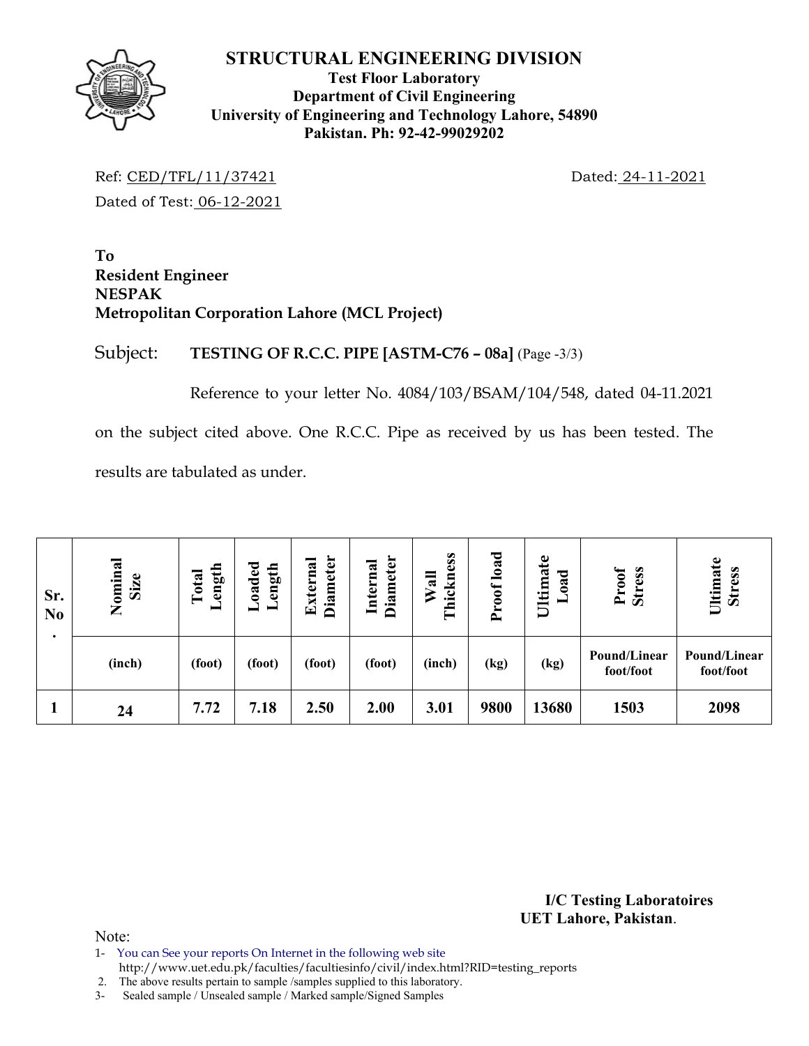# STRUCTURAL ENGINEERING DIVISION

**Test Floor Laboratory**
**Department of Civil Engineering**
**University of Engineering and Technology Lahore, 54890**
**Pakistan. Ph: 92-42-99029202**

Ref: CED/TFL/11/37421 Dated: 24-11-2021

Dated of Test: 06-12-2021

**To**
**Resident Engineer**
**NESPAK**
**Metropolitan Corporation Lahore (MCL Project)**

Subject: **TESTING OF R.C.C. PIPE [ASTM-C76 – 08a]** (Page -3/3)

Reference to your letter No. 4084/103/BSAM/104/548, dated 04-11.2021 on the subject cited above. One R.C.C. Pipe as received by us has been tested. The results are tabulated as under.

| Sr. No. | Nominal Size | Total Length | Loaded Length | External Diameter | Internal Diameter | Wall Thickness | Proof load | Ultimate Load | Proof Stress | Ultimate Stress |
|---|---|---|---|---|---|---|---|---|---|---|
| | (inch) | (foot) | (foot) | (foot) | (foot) | (inch) | (kg) | (kg) | Pound/Linear foot/foot | Pound/Linear foot/foot |
| 1 | 24 | 7.72 | 7.18 | 2.50 | 2.00 | 3.01 | 9800 | 13680 | 1503 | 2098 |

**I/C Testing Laboratoires**
**UET Lahore, Pakistan**.

Note:
1- You can See your reports On Internet in the following web site
http://www.uet.edu.pk/faculties/facultiesinfo/civil/index.html?RID=testing_reports
2. The above results pertain to sample /samples supplied to this laboratory.
3- Sealed sample / Unsealed sample / Marked sample/Signed Samples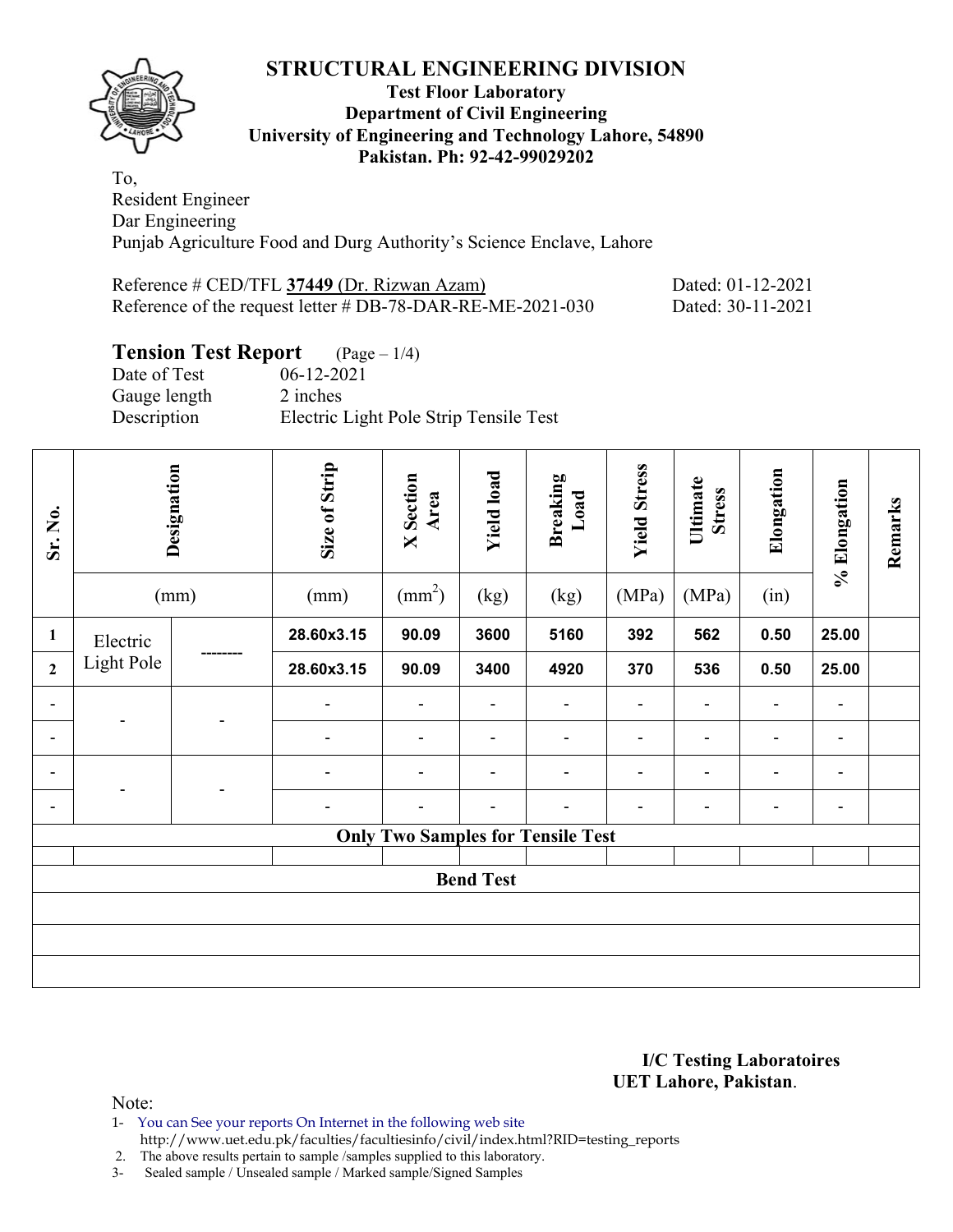# STRUCTURAL ENGINEERING DIVISION

**Test Floor Laboratory**
**Department of Civil Engineering**
**University of Engineering and Technology Lahore, 54890**
**Pakistan. Ph: 92-42-99029202**

To,
Resident Engineer
Dar Engineering
Punjab Agriculture Food and Durg Authority's Science Enclave, Lahore

Reference # CED/TFL **37449** (Dr. Rizwan Azam) Dated: 01-12-2021
Reference of the request letter # DB-78-DAR-RE-ME-2021-030 Dated: 30-11-2021

## Tension Test Report (Page – 1/4)

Date of Test 06-12-2021
Gauge length 2 inches
Description Electric Light Pole Strip Tensile Test

| Sr. No. | Designation | | Size of Strip | X Section Area | Yield load | Breaking Load | Yield Stress | Ultimate Stress | Elongation | % Elongation | Remarks |
|---|---|---|---|---|---|---|---|---|---|---|---|
| | (mm) | | (mm) | ($mm^2$) | (kg) | (kg) | (MPa) | (MPa) | (in) | | |
| 1 | Electric Light Pole | -------- | 28.60x3.15 | 90.09 | 3600 | 5160 | 392 | 562 | 0.50 | 25.00 | |
| 2 | | | 28.60x3.15 | 90.09 | 3400 | 4920 | 370 | 536 | 0.50 | 25.00 | |
| - | - | - | - | - | - | - | - | - | - | - | |
| - | | | - | - | - | - | - | - | - | - | |
| - | - | - | - | - | - | - | - | - | - | - | |
| - | | | - | - | - | - | - | - | - | - | |
| **Only Two Samples for Tensile Test** | | | | | | | | | | | |
| | | | | | | | | | | | |
| **Bend Test** | | | | | | | | | | | |
| | | | | | | | | | | | |
| | | | | | | | | | | | |
| | | | | | | | | | | | |

**I/C Testing Laboratoires**
**UET Lahore, Pakistan**.

Note:
1- You can See your reports On Internet in the following web site
http://www.uet.edu.pk/faculties/facultiesinfo/civil/index.html?RID=testing_reports
2. The above results pertain to sample /samples supplied to this laboratory.
3- Sealed sample / Unsealed sample / Marked sample/Signed Samples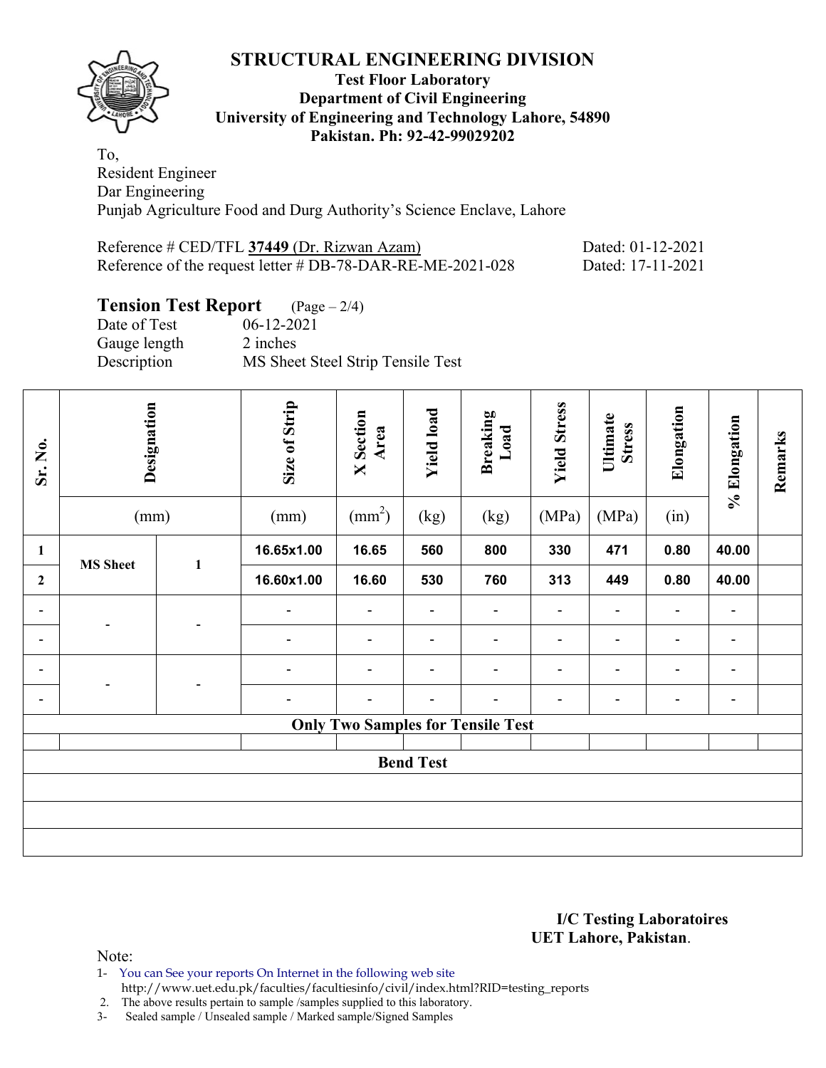# STRUCTURAL ENGINEERING DIVISION

**Test Floor Laboratory**
**Department of Civil Engineering**
**University of Engineering and Technology Lahore, 54890**
**Pakistan. Ph: 92-42-99029202**

To,
Resident Engineer
Dar Engineering
Punjab Agriculture Food and Durg Authority's Science Enclave, Lahore

Reference # CED/TFL **37449** (Dr. Rizwan Azam) Dated: 01-12-2021
Reference of the request letter # DB-78-DAR-RE-ME-2021-028 Dated: 17-11-2021

## Tension Test Report (Page – 2/4)

Date of Test 06-12-2021
Gauge length 2 inches
Description MS Sheet Steel Strip Tensile Test

| Sr. No. | Designation (mm) | | Size of Strip (mm) | X Section Area ($mm^2$) | Yield load (kg) | Breaking Load (kg) | Yield Stress (MPa) | Ultimate Stress (MPa) | Elongation (in) | % Elongation | Remarks |
|---|---|---|---|---|---|---|---|---|---|---|---|
| 1 | MS Sheet | 1 | 16.65x1.00 | 16.65 | 560 | 800 | 330 | 471 | 0.80 | 40.00 | |
| 2 | | | 16.60x1.00 | 16.60 | 530 | 760 | 313 | 449 | 0.80 | 40.00 | |
| - | - | - | - | - | - | - | - | - | - | - | |
| - | | | - | - | - | - | - | - | - | - | |
| - | - | - | - | - | - | - | - | - | - | - | |
| - | | | - | - | - | - | - | - | - | - | |
| **Only Two Samples for Tensile Test** | | | | | | | | | | | |
| | | | | | | | | | | | |
| **Bend Test** | | | | | | | | | | | |
| | | | | | | | | | | | |
| | | | | | | | | | | | |
| | | | | | | | | | | | |

**I/C Testing Laboratoires**
**UET Lahore, Pakistan**.

Note:
1- You can See your reports On Internet in the following web site
http://www.uet.edu.pk/faculties/facultiesinfo/civil/index.html?RID=testing_reports
2. The above results pertain to sample /samples supplied to this laboratory.
3- Sealed sample / Unsealed sample / Marked sample/Signed Samples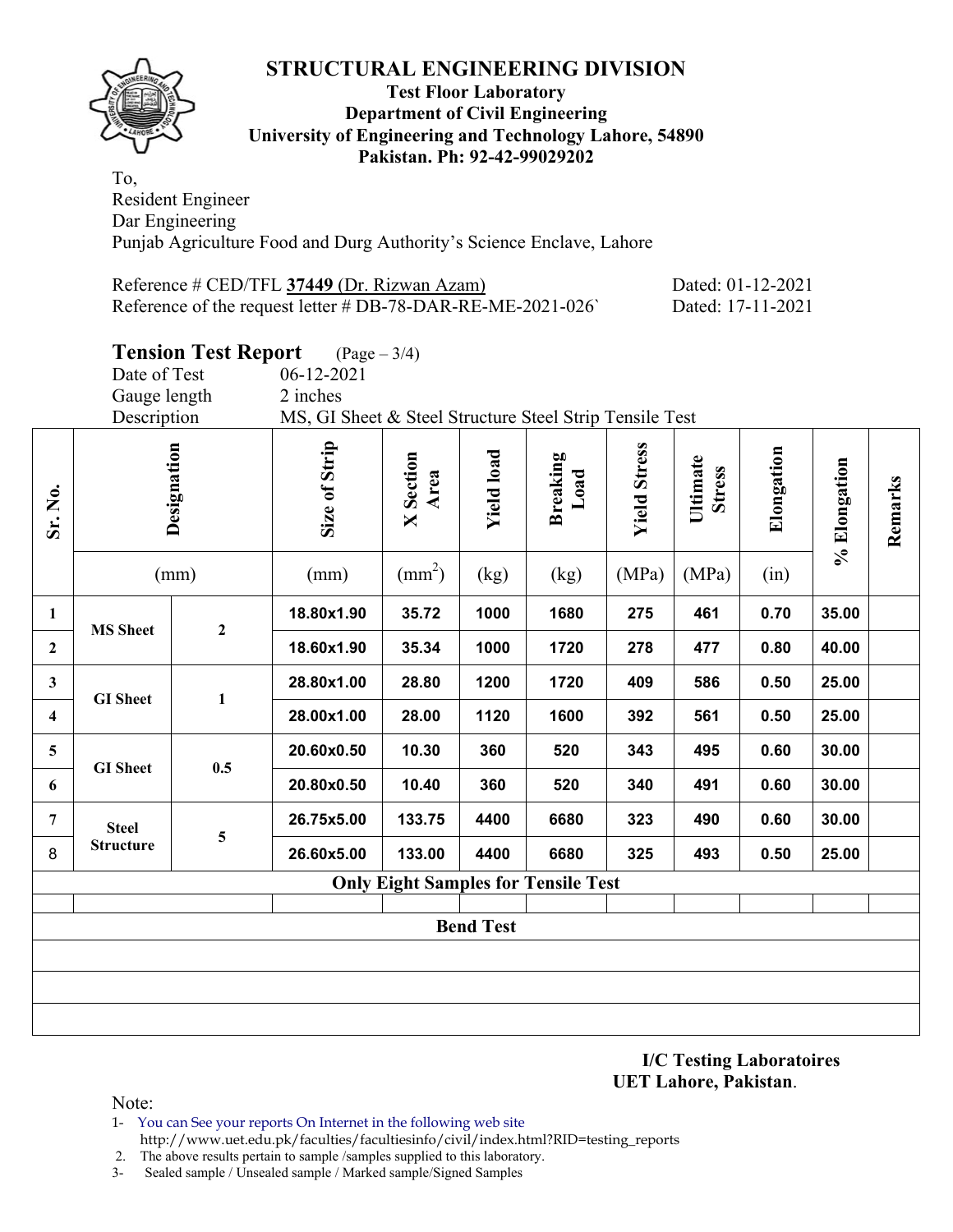# STRUCTURAL ENGINEERING DIVISION

**Test Floor Laboratory**
**Department of Civil Engineering**
**University of Engineering and Technology Lahore, 54890**
**Pakistan. Ph: 92-42-99029202**

To,
Resident Engineer
Dar Engineering
Punjab Agriculture Food and Durg Authority's Science Enclave, Lahore

Reference # CED/TFL **37449** (Dr. Rizwan Azam) Dated: 01-12-2021
Reference of the request letter # DB-78-DAR-RE-ME-2021-026` Dated: 17-11-2021

## Tension Test Report (Page – 3/4)

Date of Test 06-12-2021
Gauge length 2 inches
Description MS, GI Sheet & Steel Structure Steel Strip Tensile Test

| Sr. No. | Designation | | Size of Strip | X Section Area | Yield load | Breaking Load | Yield Stress | Ultimate Stress | Elongation | % Elongation | Remarks |
|---|---|---|---|---|---|---|---|---|---|---|---|
| | (mm) | | (mm) | ($mm^2$) | (kg) | (kg) | (MPa) | (MPa) | (in) | | |
| 1 | MS Sheet | 2 | 18.80x1.90 | 35.72 | 1000 | 1680 | 275 | 461 | 0.70 | 35.00 | |
| 2 | | | 18.60x1.90 | 35.34 | 1000 | 1720 | 278 | 477 | 0.80 | 40.00 | |
| 3 | GI Sheet | 1 | 28.80x1.00 | 28.80 | 1200 | 1720 | 409 | 586 | 0.50 | 25.00 | |
| 4 | | | 28.00x1.00 | 28.00 | 1120 | 1600 | 392 | 561 | 0.50 | 25.00 | |
| 5 | GI Sheet | 0.5 | 20.60x0.50 | 10.30 | 360 | 520 | 343 | 495 | 0.60 | 30.00 | |
| 6 | | | 20.80x0.50 | 10.40 | 360 | 520 | 340 | 491 | 0.60 | 30.00 | |
| 7 | Steel Structure | 5 | 26.75x5.00 | 133.75 | 4400 | 6680 | 323 | 490 | 0.60 | 30.00 | |
| 8 | | | 26.60x5.00 | 133.00 | 4400 | 6680 | 325 | 493 | 0.50 | 25.00 | |
| **Only Eight Samples for Tensile Test** | | | | | | | | | | | |
| | | | | | | | | | | | |
| **Bend Test** | | | | | | | | | | | |
| | | | | | | | | | | | |
| | | | | | | | | | | | |
| | | | | | | | | | | | |

**I/C Testing Laboratoires**
**UET Lahore, Pakistan**.

Note:
1- You can See your reports On Internet in the following web site
http://www.uet.edu.pk/faculties/facultiesinfo/civil/index.html?RID=testing_reports
2. The above results pertain to sample /samples supplied to this laboratory.
3- Sealed sample / Unsealed sample / Marked sample/Signed Samples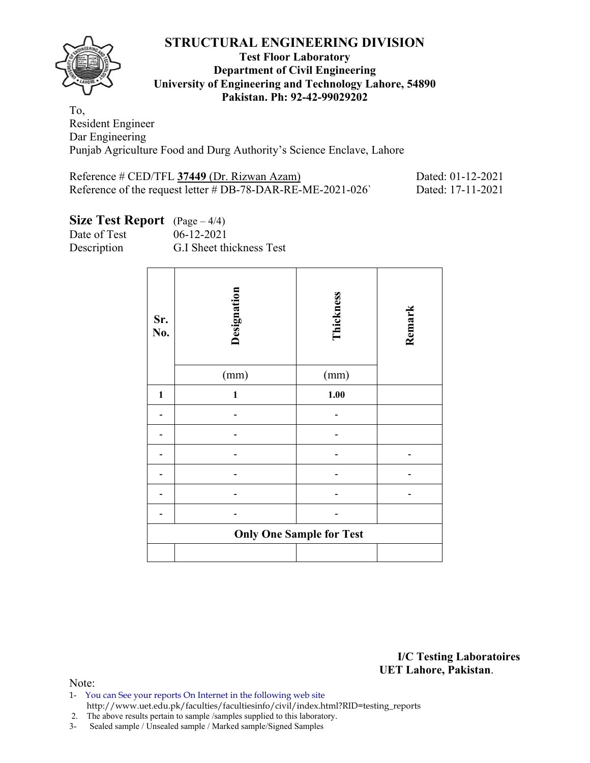# STRUCTURAL ENGINEERING DIVISION

**Test Floor Laboratory**
**Department of Civil Engineering**
**University of Engineering and Technology Lahore, 54890**
**Pakistan. Ph: 92-42-99029202**

To,
Resident Engineer
Dar Engineering
Punjab Agriculture Food and Durg Authority's Science Enclave, Lahore

Reference # CED/TFL **37449** (Dr. Rizwan Azam) Dated: 01-12-2021
Reference of the request letter # DB-78-DAR-RE-ME-2021-026` Dated: 17-11-2021

## Size Test Report (Page – 4/4)

Date of Test 06-12-2021
Description G.I Sheet thickness Test

| Sr. No. | Designation (mm) | Thickness (mm) | Remark |
|---|---|---|---|
| **1** | **1** | **1.00** | |
| - | - | - | |
| - | - | - | |
| - | - | - | - |
| - | - | - | - |
| - | - | - | - |
| - | - | - | |
| **Only One Sample for Test** | | | |
| | | | |

**I/C Testing Laboratoires**
**UET Lahore, Pakistan**.

Note:
1- You can See your reports On Internet in the following web site
http://www.uet.edu.pk/faculties/facultiesinfo/civil/index.html?RID=testing_reports
2. The above results pertain to sample /samples supplied to this laboratory.
3- Sealed sample / Unsealed sample / Marked sample/Signed Samples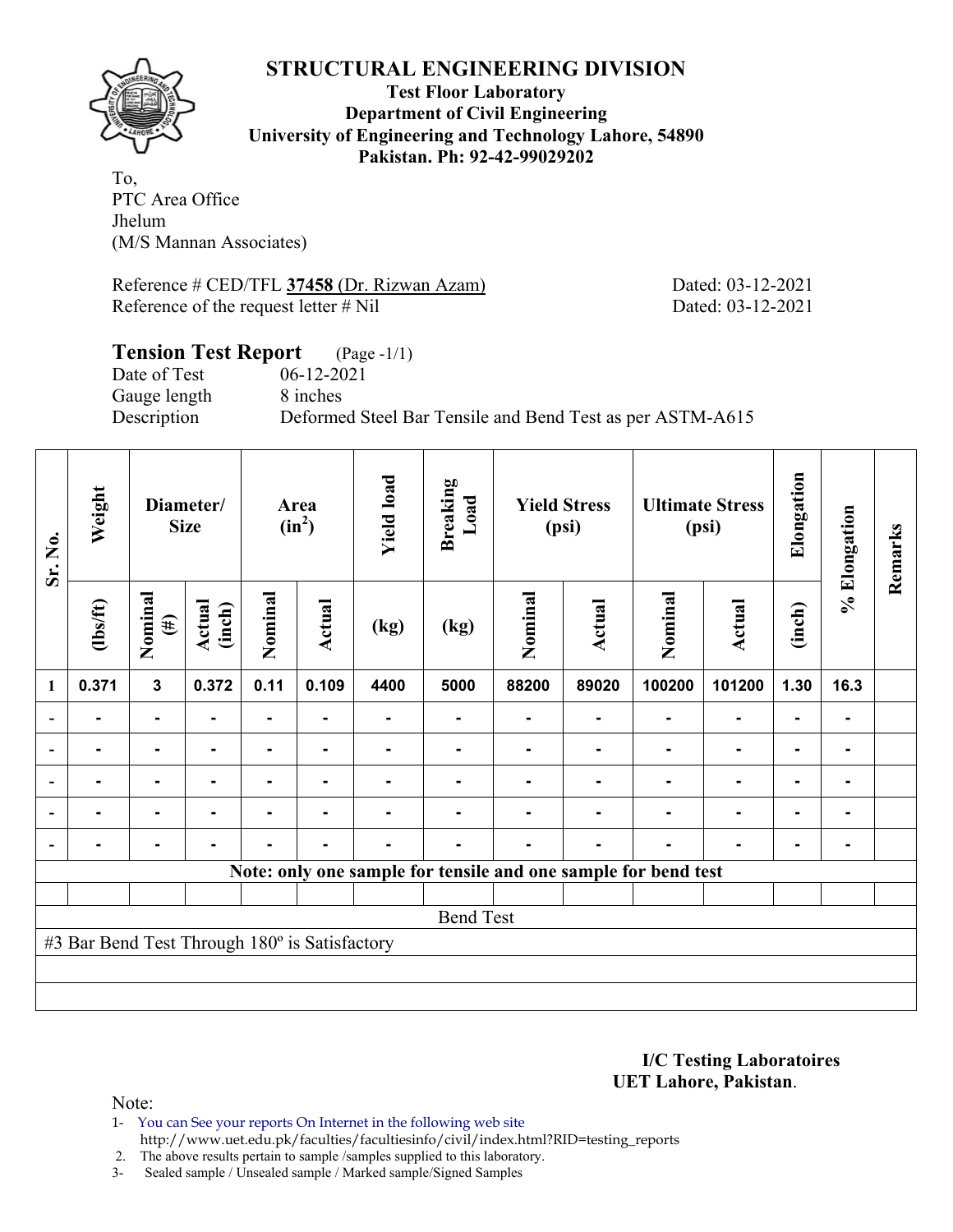# STRUCTURAL ENGINEERING DIVISION

**Test Floor Laboratory**
**Department of Civil Engineering**
**University of Engineering and Technology Lahore, 54890**
**Pakistan. Ph: 92-42-99029202**

To,
PTC Area Office
Jhelum
(M/S Mannan Associates)

Reference # CED/TFL **37458** (Dr. Rizwan Azam) Dated: 03-12-2021
Reference of the request letter # Nil Dated: 03-12-2021

## Tension Test Report (Page -1/1)

Date of Test 06-12-2021
Gauge length 8 inches
Description Deformed Steel Bar Tensile and Bend Test as per ASTM-A615

| Sr. No. | Weight | Diameter/ Size | | Area ($in^2$) | | Yield load | Breaking Load | Yield Stress (psi) | | Ultimate Stress (psi) | | Elongation | % Elongation | Remarks |
|---|---|---|---|---|---|---|---|---|---|---|---|---|---|---|
| | (lbs/ft) | Nominal (#) | Actual (inch) | Nominal | Actual | (kg) | (kg) | Nominal | Actual | Nominal | Actual | (inch) | | |
| 1 | 0.371 | 3 | 0.372 | 0.11 | 0.109 | 4400 | 5000 | 88200 | 89020 | 100200 | 101200 | 1.30 | 16.3 | |
| - | - | - | - | - | - | - | - | - | - | - | - | - | - | |
| - | - | - | - | - | - | - | - | - | - | - | - | - | - | |
| - | - | - | - | - | - | - | - | - | - | - | - | - | - | |
| - | - | - | - | - | - | - | - | - | - | - | - | - | - | |
| - | - | - | - | - | - | - | - | - | - | - | - | - | - | |

**Note: only one sample for tensile and one sample for bend test**

Bend Test

#3 Bar Bend Test Through 180º is Satisfactory

**I/C Testing Laboratoires**
**UET Lahore, Pakistan**.

Note:

1- You can See your reports On Internet in the following web site
http://www.uet.edu.pk/faculties/facultiesinfo/civil/index.html?RID=testing_reports
2. The above results pertain to sample /samples supplied to this laboratory.
3- Sealed sample / Unsealed sample / Marked sample/Signed Samples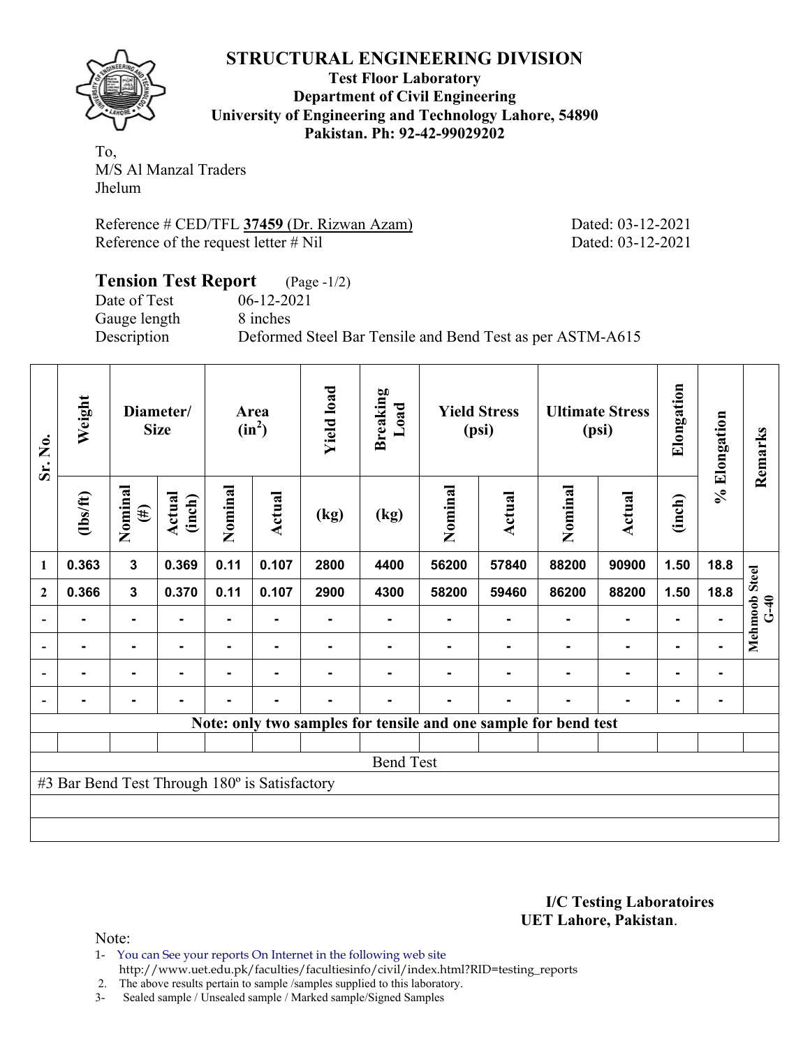# STRUCTURAL ENGINEERING DIVISION

**Test Floor Laboratory**
**Department of Civil Engineering**
**University of Engineering and Technology Lahore, 54890**
**Pakistan. Ph: 92-42-99029202**

To,
M/S Al Manzal Traders
Jhelum

Reference # CED/TFL **37459** (Dr. Rizwan Azam) Dated: 03-12-2021
Reference of the request letter # Nil Dated: 03-12-2021

## Tension Test Report (Page -1/2)

Date of Test 06-12-2021
Gauge length 8 inches
Description Deformed Steel Bar Tensile and Bend Test as per ASTM-A615

| Sr. No. | Weight | Diameter/ Size | | Area $(in^2)$ | | Yield load | Breaking Load | Yield Stress (psi) | | Ultimate Stress (psi) | | Elongation | % Elongation | Remarks |
|---|---|---|---|---|---|---|---|---|---|---|---|---|---|---|
| | (lbs/ft) | Nominal (#) | Actual (inch) | Nominal | Actual | (kg) | (kg) | Nominal | Actual | Nominal | Actual | (inch) | | |
| 1 | 0.363 | 3 | 0.369 | 0.11 | 0.107 | 2800 | 4400 | 56200 | 57840 | 88200 | 90900 | 1.50 | 18.8 | Mehmood Steel G-40 |
| 2 | 0.366 | 3 | 0.370 | 0.11 | 0.107 | 2900 | 4300 | 58200 | 59460 | 86200 | 88200 | 1.50 | 18.8 | |
| - | - | - | - | - | - | - | - | - | - | - | - | - | - | |
| - | - | - | - | - | - | - | - | - | - | - | - | - | - | |
| - | - | - | - | - | - | - | - | - | - | - | - | - | - | |
| - | - | - | - | - | - | - | - | - | - | - | - | - | - | |
| Note: only two samples for tensile and one sample for bend test | | | | | | | | | | | | | | |
| Bend Test | | | | | | | | | | | | | | |
| #3 Bar Bend Test Through 180º is Satisfactory | | | | | | | | | | | | | | |

**I/C Testing Laboratoires**
**UET Lahore, Pakistan**.

Note:
1- You can See your reports On Internet in the following web site
http://www.uet.edu.pk/faculties/facultiesinfo/civil/index.html?RID=testing_reports
2. The above results pertain to sample /samples supplied to this laboratory.
3- Sealed sample / Unsealed sample / Marked sample/Signed Samples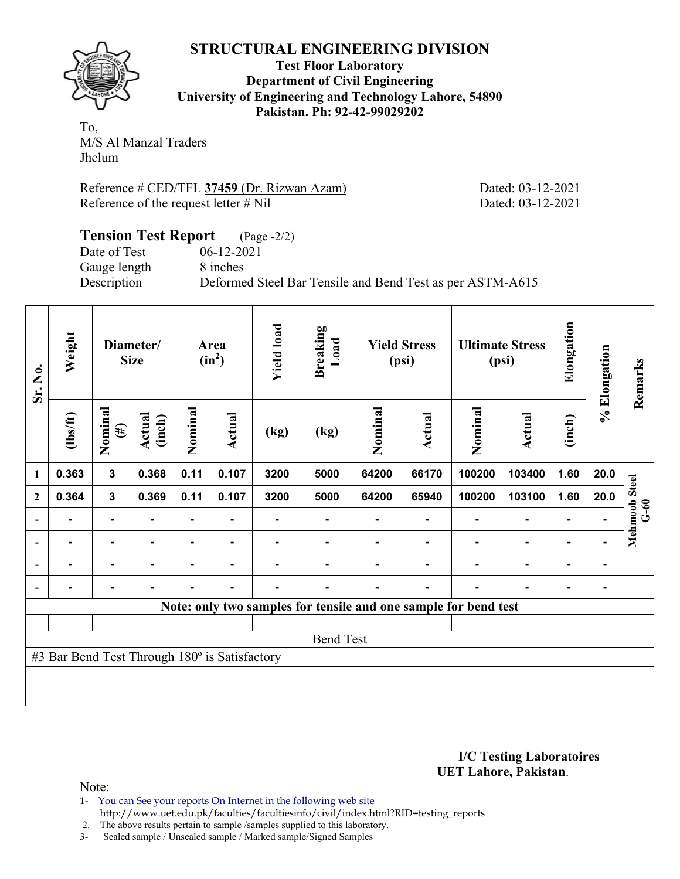# STRUCTURAL ENGINEERING DIVISION

**Test Floor Laboratory**
**Department of Civil Engineering**
**University of Engineering and Technology Lahore, 54890**
**Pakistan. Ph: 92-42-99029202**

To,
M/S Al Manzal Traders
Jhelum

Reference # CED/TFL **37459** (Dr. Rizwan Azam) Dated: 03-12-2021
Reference of the request letter # Nil Dated: 03-12-2021

## Tension Test Report (Page -2/2)

Date of Test 06-12-2021
Gauge length 8 inches
Description Deformed Steel Bar Tensile and Bend Test as per ASTM-A615

| Sr. No. | Weight | Diameter/ Size | | Area ($in^2$) | | Yield load | Breaking Load | Yield Stress (psi) | | Ultimate Stress (psi) | | Elongation | % Elongation | Remarks |
|---|---|---|---|---|---|---|---|---|---|---|---|---|---|---|
| | (lbs/ft) | Nominal (#) | Actual (inch) | Nominal | Actual | (kg) | (kg) | Nominal | Actual | Nominal | Actual | (inch) | | |
| 1 | 0.363 | 3 | 0.368 | 0.11 | 0.107 | 3200 | 5000 | 64200 | 66170 | 100200 | 103400 | 1.60 | 20.0 | Mehmood Steel G-60 |
| 2 | 0.364 | 3 | 0.369 | 0.11 | 0.107 | 3200 | 5000 | 64200 | 65940 | 100200 | 103100 | 1.60 | 20.0 | |
| - | - | - | - | - | - | - | - | - | - | - | - | - | - | |
| - | - | - | - | - | - | - | - | - | - | - | - | - | - | |
| - | - | - | - | - | - | - | - | - | - | - | - | - | - | |
| - | - | - | - | - | - | - | - | - | - | - | - | - | - | |

**Note: only two samples for tensile and one sample for bend test**

Bend Test

#3 Bar Bend Test Through 180º is Satisfactory

**I/C Testing Laboratoires**
**UET Lahore, Pakistan**.

Note:

1- You can See your reports On Internet in the following web site
http://www.uet.edu.pk/faculties/facultiesinfo/civil/index.html?RID=testing_reports
2. The above results pertain to sample /samples supplied to this laboratory.
3- Sealed sample / Unsealed sample / Marked sample/Signed Samples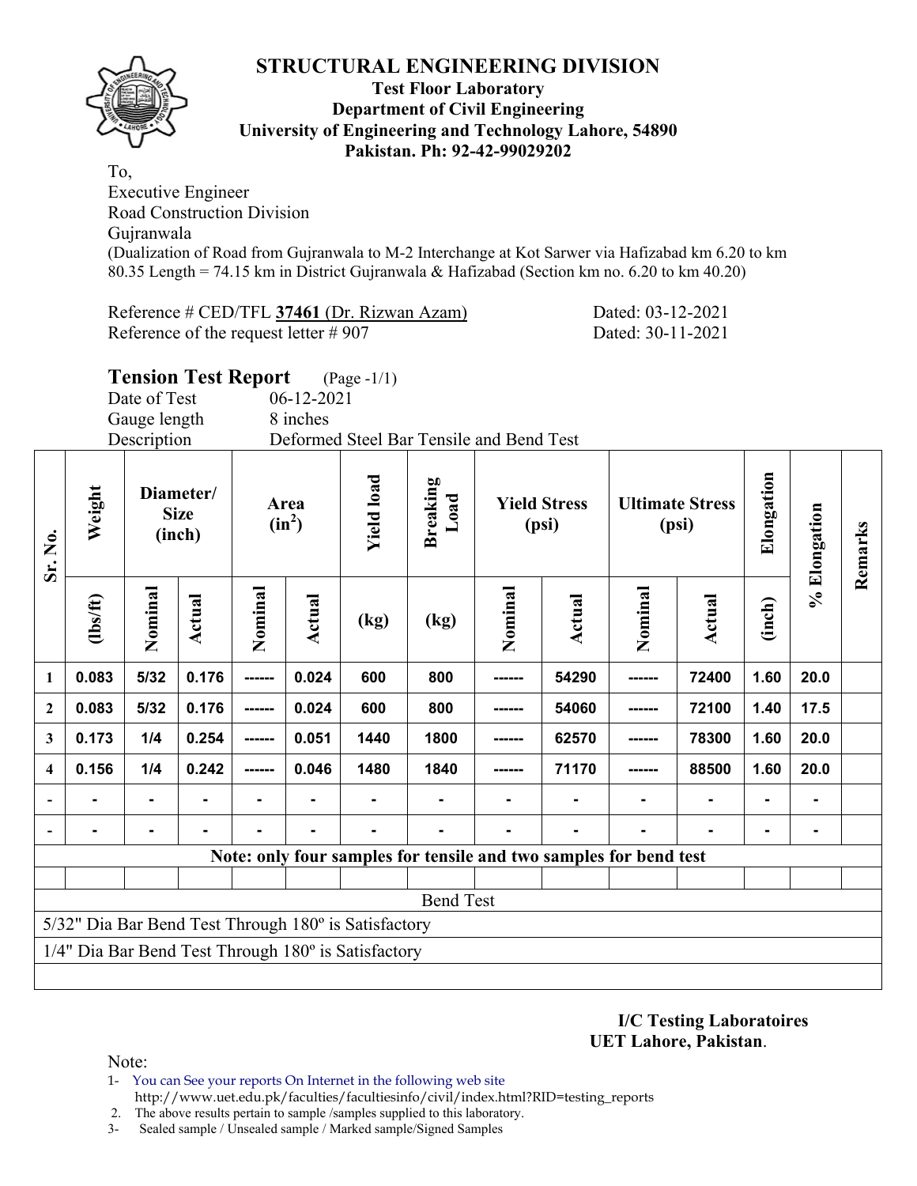# STRUCTURAL ENGINEERING DIVISION

**Test Floor Laboratory**
**Department of Civil Engineering**
**University of Engineering and Technology Lahore, 54890**
**Pakistan. Ph: 92-42-99029202**

To,
Executive Engineer
Road Construction Division
Gujranwala
(Dualization of Road from Gujranwala to M-2 Interchange at Kot Sarwer via Hafizabad km 6.20 to km 80.35 Length = 74.15 km in District Gujranwala & Hafizabad (Section km no. 6.20 to km 40.20)

Reference # CED/TFL **37461** (Dr. Rizwan Azam) Dated: 03-12-2021
Reference of the request letter # 907 Dated: 30-11-2021

## Tension Test Report (Page -1/1)

Date of Test 06-12-2021
Gauge length 8 inches
Description Deformed Steel Bar Tensile and Bend Test

| Sr. No. | Weight | Diameter/ Size (inch) | | Area ($in^2$) | | Yield load | Breaking Load | Yield Stress (psi) | | Ultimate Stress (psi) | | Elongation | % Elongation | Remarks |
|---|---|---|---|---|---|---|---|---|---|---|---|---|---|---|
| | (lbs/ft) | Nominal | Actual | Nominal | Actual | (kg) | (kg) | Nominal | Actual | Nominal | Actual | (inch) | | |
| 1 | 0.083 | 5/32 | 0.176 | ------ | 0.024 | 600 | 800 | ------ | 54290 | ------ | 72400 | 1.60 | 20.0 | |
| 2 | 0.083 | 5/32 | 0.176 | ------ | 0.024 | 600 | 800 | ------ | 54060 | ------ | 72100 | 1.40 | 17.5 | |
| 3 | 0.173 | 1/4 | 0.254 | ------ | 0.051 | 1440 | 1800 | ------ | 62570 | ------ | 78300 | 1.60 | 20.0 | |
| 4 | 0.156 | 1/4 | 0.242 | ------ | 0.046 | 1480 | 1840 | ------ | 71170 | ------ | 88500 | 1.60 | 20.0 | |
| - | - | - | - | - | - | - | - | - | - | - | - | - | - | |
| - | - | - | - | - | - | - | - | - | - | - | - | - | - | |
| **Note: only four samples for tensile and two samples for bend test** | | | | | | | | | | | | | | |
| | | | | | | | | | | | | | | |
| Bend Test | | | | | | | | | | | | | | |
| 5/32" Dia Bar Bend Test Through 180º is Satisfactory | | | | | | | | | | | | | | |
| 1/4" Dia Bar Bend Test Through 180º is Satisfactory | | | | | | | | | | | | | | |

**I/C Testing Laboratoires**
**UET Lahore, Pakistan**.

Note:
1- You can See your reports On Internet in the following web site
http://www.uet.edu.pk/faculties/facultiesinfo/civil/index.html?RID=testing_reports
2. The above results pertain to sample /samples supplied to this laboratory.
3- Sealed sample / Unsealed sample / Marked sample/Signed Samples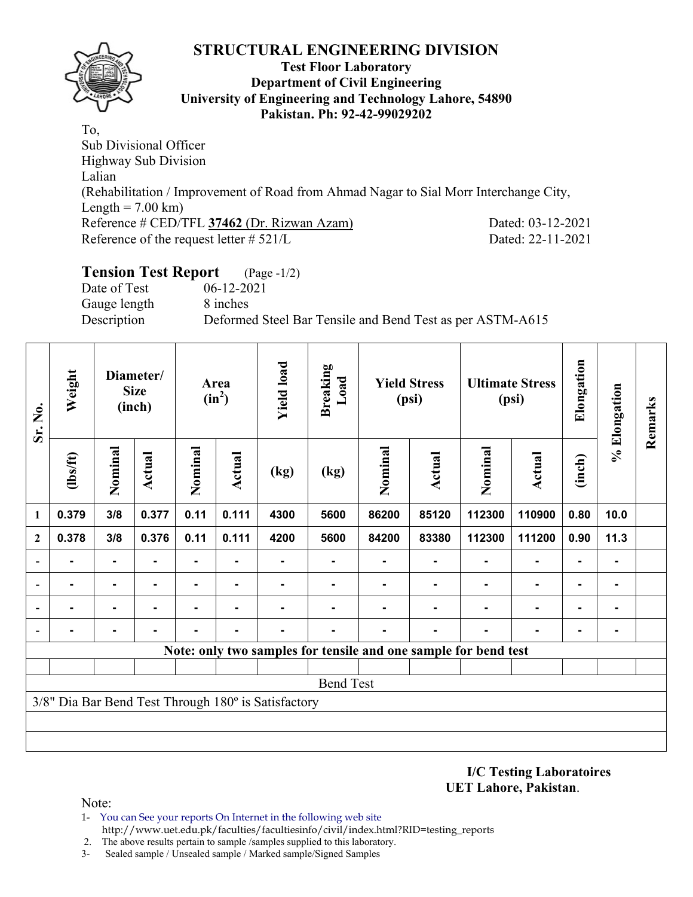# STRUCTURAL ENGINEERING DIVISION

**Test Floor Laboratory**
**Department of Civil Engineering**
**University of Engineering and Technology Lahore, 54890**
**Pakistan. Ph: 92-42-99029202**

To,
Sub Divisional Officer
Highway Sub Division
Lalian
(Rehabilitation / Improvement of Road from Ahmad Nagar to Sial Morr Interchange City, Length = 7.00 km)
Reference # CED/TFL **37462** (Dr. Rizwan Azam) Dated: 03-12-2021
Reference of the request letter # 521/L Dated: 22-11-2021

## Tension Test Report (Page -1/2)

Date of Test 06-12-2021
Gauge length 8 inches
Description Deformed Steel Bar Tensile and Bend Test as per ASTM-A615

| Sr. No. | Weight | Diameter/ Size (inch) | | Area ($in^2$) | | Yield load | Breaking Load | Yield Stress (psi) | | Ultimate Stress (psi) | | Elongation | % Elongation | Remarks |
|---|---|---|---|---|---|---|---|---|---|---|---|---|---|---|
| | (lbs/ft) | Nominal | Actual | Nominal | Actual | (kg) | (kg) | Nominal | Actual | Nominal | Actual | (inch) | | |
| 1 | 0.379 | 3/8 | 0.377 | 0.11 | 0.111 | 4300 | 5600 | 86200 | 85120 | 112300 | 110900 | 0.80 | 10.0 | |
| 2 | 0.378 | 3/8 | 0.376 | 0.11 | 0.111 | 4200 | 5600 | 84200 | 83380 | 112300 | 111200 | 0.90 | 11.3 | |
| - | - | - | - | - | - | - | - | - | - | - | - | - | - | |
| - | - | - | - | - | - | - | - | - | - | - | - | - | - | |
| - | - | - | - | - | - | - | - | - | - | - | - | - | - | |
| - | - | - | - | - | - | - | - | - | - | - | - | - | - | |
| **Note: only two samples for tensile and one sample for bend test** | | | | | | | | | | | | | | |
| | | | | | | | | | | | | | | |
| Bend Test | | | | | | | | | | | | | | |
| 3/8" Dia Bar Bend Test Through 180º is Satisfactory | | | | | | | | | | | | | | |

**I/C Testing Laboratoires**
**UET Lahore, Pakistan**.

Note:
1- You can See your reports On Internet in the following web site
http://www.uet.edu.pk/faculties/facultiesinfo/civil/index.html?RID=testing_reports
2. The above results pertain to sample /samples supplied to this laboratory.
3- Sealed sample / Unsealed sample / Marked sample/Signed Samples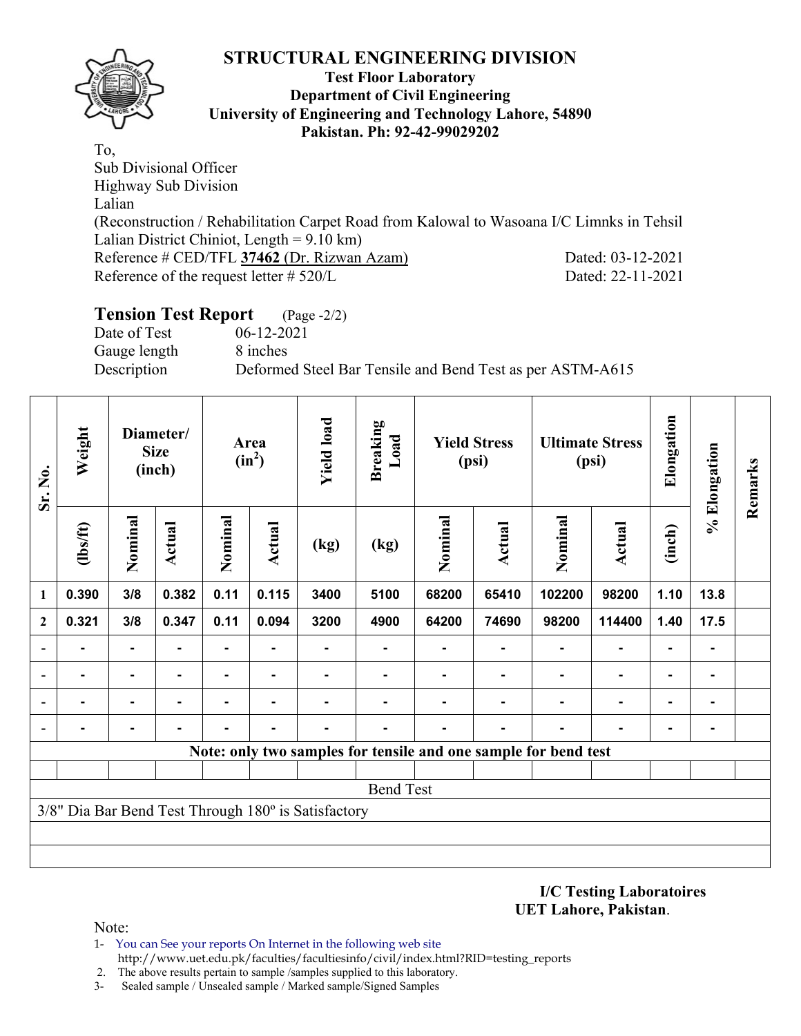# STRUCTURAL ENGINEERING DIVISION

**Test Floor Laboratory**
**Department of Civil Engineering**
**University of Engineering and Technology Lahore, 54890**
**Pakistan. Ph: 92-42-99029202**

To,
Sub Divisional Officer
Highway Sub Division
Lalian
(Reconstruction / Rehabilitation Carpet Road from Kalowal to Wasoana I/C Limnks in Tehsil Lalian District Chiniot, Length = 9.10 km)
Reference # CED/TFL **37462** (Dr. Rizwan Azam) Dated: 03-12-2021
Reference of the request letter # 520/L Dated: 22-11-2021

## Tension Test Report (Page -2/2)

Date of Test 06-12-2021
Gauge length 8 inches
Description Deformed Steel Bar Tensile and Bend Test as per ASTM-A615

| Sr. No. | Weight | Diameter/ Size (inch) | | Area ($in^2$) | | Yield load | Breaking Load | Yield Stress (psi) | | Ultimate Stress (psi) | | Elongation | % Elongation | Remarks |
|---|---|---|---|---|---|---|---|---|---|---|---|---|---|---|
| | (lbs/ft) | Nominal | Actual | Nominal | Actual | (kg) | (kg) | Nominal | Actual | Nominal | Actual | (inch) | | |
| 1 | 0.390 | 3/8 | 0.382 | 0.11 | 0.115 | 3400 | 5100 | 68200 | 65410 | 102200 | 98200 | 1.10 | 13.8 | |
| 2 | 0.321 | 3/8 | 0.347 | 0.11 | 0.094 | 3200 | 4900 | 64200 | 74690 | 98200 | 114400 | 1.40 | 17.5 | |
| - | - | - | - | - | - | - | - | - | - | - | - | - | - | |
| - | - | - | - | - | - | - | - | - | - | - | - | - | - | |
| - | - | - | - | - | - | - | - | - | - | - | - | - | - | |
| - | - | - | - | - | - | - | - | - | - | - | - | - | - | |
| **Note: only two samples for tensile and one sample for bend test** | | | | | | | | | | | | | | |
| Bend Test | | | | | | | | | | | | | | |
| 3/8" Dia Bar Bend Test Through 180º is Satisfactory | | | | | | | | | | | | | | |

**I/C Testing Laboratoires**
**UET Lahore, Pakistan**.

Note:
1- You can See your reports On Internet in the following web site
http://www.uet.edu.pk/faculties/facultiesinfo/civil/index.html?RID=testing_reports
2. The above results pertain to sample /samples supplied to this laboratory.
3- Sealed sample / Unsealed sample / Marked sample/Signed Samples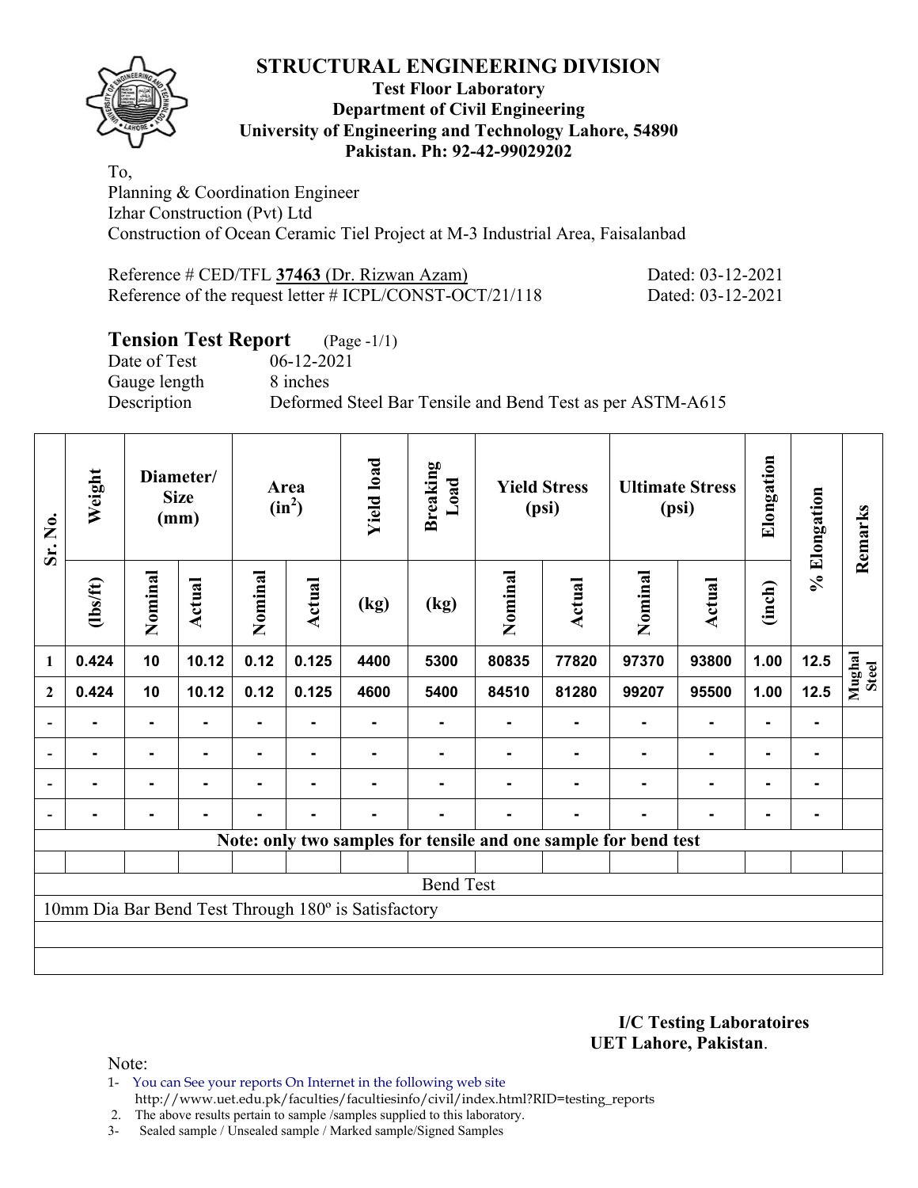# STRUCTURAL ENGINEERING DIVISION

**Test Floor Laboratory**
**Department of Civil Engineering**
**University of Engineering and Technology Lahore, 54890**
**Pakistan. Ph: 92-42-99029202**

To,
Planning & Coordination Engineer
Izhar Construction (Pvt) Ltd
Construction of Ocean Ceramic Tiel Project at M-3 Industrial Area, Faisalanbad

Reference # CED/TFL **37463** (Dr. Rizwan Azam) Dated: 03-12-2021
Reference of the request letter # ICPL/CONST-OCT/21/118 Dated: 03-12-2021

## Tension Test Report (Page -1/1)

Date of Test 06-12-2021
Gauge length 8 inches
Description Deformed Steel Bar Tensile and Bend Test as per ASTM-A615

| Sr. No. | Weight | Diameter/ Size (mm) | | Area ($in^2$) | | Yield load | Breaking Load | Yield Stress (psi) | | Ultimate Stress (psi) | | Elongation | % Elongation | Remarks |
|---|---|---|---|---|---|---|---|---|---|---|---|---|---|---|
| | (lbs/ft) | Nominal | Actual | Nominal | Actual | (kg) | (kg) | Nominal | Actual | Nominal | Actual | (inch) | | |
| 1 | 0.424 | 10 | 10.12 | 0.12 | 0.125 | 4400 | 5300 | 80835 | 77820 | 97370 | 93800 | 1.00 | 12.5 | Mughal Steel |
| 2 | 0.424 | 10 | 10.12 | 0.12 | 0.125 | 4600 | 5400 | 84510 | 81280 | 99207 | 95500 | 1.00 | 12.5 | |
| - | - | - | - | - | - | - | - | - | - | - | - | - | - | |
| - | - | - | - | - | - | - | - | - | - | - | - | - | - | |
| - | - | - | - | - | - | - | - | - | - | - | - | - | - | |
| - | - | - | - | - | - | - | - | - | - | - | - | - | - | |
| **Note: only two samples for tensile and one sample for bend test** | | | | | | | | | | | | | | |
| | | | | | | | | | | | | | | |
| Bend Test | | | | | | | | | | | | | | |
| 10mm Dia Bar Bend Test Through 180º is Satisfactory | | | | | | | | | | | | | | |

**I/C Testing Laboratoires**
**UET Lahore, Pakistan**.

Note:
1- You can See your reports On Internet in the following web site
http://www.uet.edu.pk/faculties/facultiesinfo/civil/index.html?RID=testing_reports
2. The above results pertain to sample /samples supplied to this laboratory.
3- Sealed sample / Unsealed sample / Marked sample/Signed Samples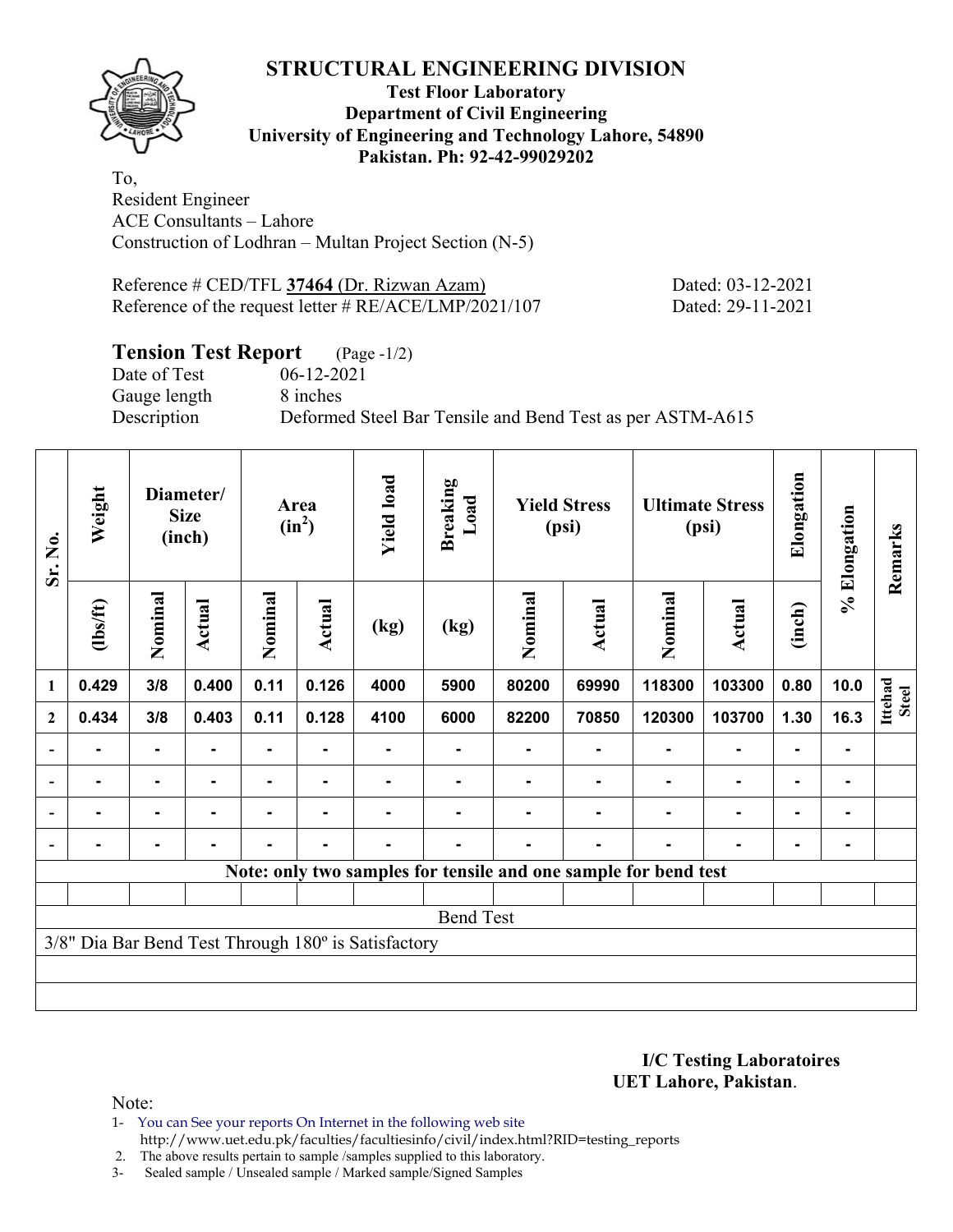# STRUCTURAL ENGINEERING DIVISION

**Test Floor Laboratory**
**Department of Civil Engineering**
**University of Engineering and Technology Lahore, 54890**
**Pakistan. Ph: 92-42-99029202**

To,
Resident Engineer
ACE Consultants – Lahore
Construction of Lodhran – Multan Project Section (N-5)

Reference # CED/TFL **37464** (Dr. Rizwan Azam) Dated: 03-12-2021
Reference of the request letter # RE/ACE/LMP/2021/107 Dated: 29-11-2021

## Tension Test Report (Page -1/2)

Date of Test 06-12-2021
Gauge length 8 inches
Description Deformed Steel Bar Tensile and Bend Test as per ASTM-A615

| Sr. No. | Weight | Diameter/ Size (inch) | | Area ($in^2$) | | Yield load | Breaking Load | Yield Stress (psi) | | Ultimate Stress (psi) | | Elongation | % Elongation | Remarks |
|---|---|---|---|---|---|---|---|---|---|---|---|---|---|---|
| | (lbs/ft) | Nominal | Actual | Nominal | Actual | (kg) | (kg) | Nominal | Actual | Nominal | Actual | (inch) | | |
| 1 | 0.429 | 3/8 | 0.400 | 0.11 | 0.126 | 4000 | 5900 | 80200 | 69990 | 118300 | 103300 | 0.80 | 10.0 | Ittehad Steel |
| 2 | 0.434 | 3/8 | 0.403 | 0.11 | 0.128 | 4100 | 6000 | 82200 | 70850 | 120300 | 103700 | 1.30 | 16.3 | |
| - | - | - | - | - | - | - | - | - | - | - | - | - | - | |
| - | - | - | - | - | - | - | - | - | - | - | - | - | - | |
| - | - | - | - | - | - | - | - | - | - | - | - | - | - | |
| - | - | - | - | - | - | - | - | - | - | - | - | - | - | |
| Note: only two samples for tensile and one sample for bend test | | | | | | | | | | | | | | |
| Bend Test | | | | | | | | | | | | | | |
| 3/8" Dia Bar Bend Test Through 180º is Satisfactory | | | | | | | | | | | | | | |

**I/C Testing Laboratoires**
**UET Lahore, Pakistan**.

Note:
1- You can See your reports On Internet in the following web site
http://www.uet.edu.pk/faculties/facultiesinfo/civil/index.html?RID=testing_reports
2. The above results pertain to sample /samples supplied to this laboratory.
3- Sealed sample / Unsealed sample / Marked sample/Signed Samples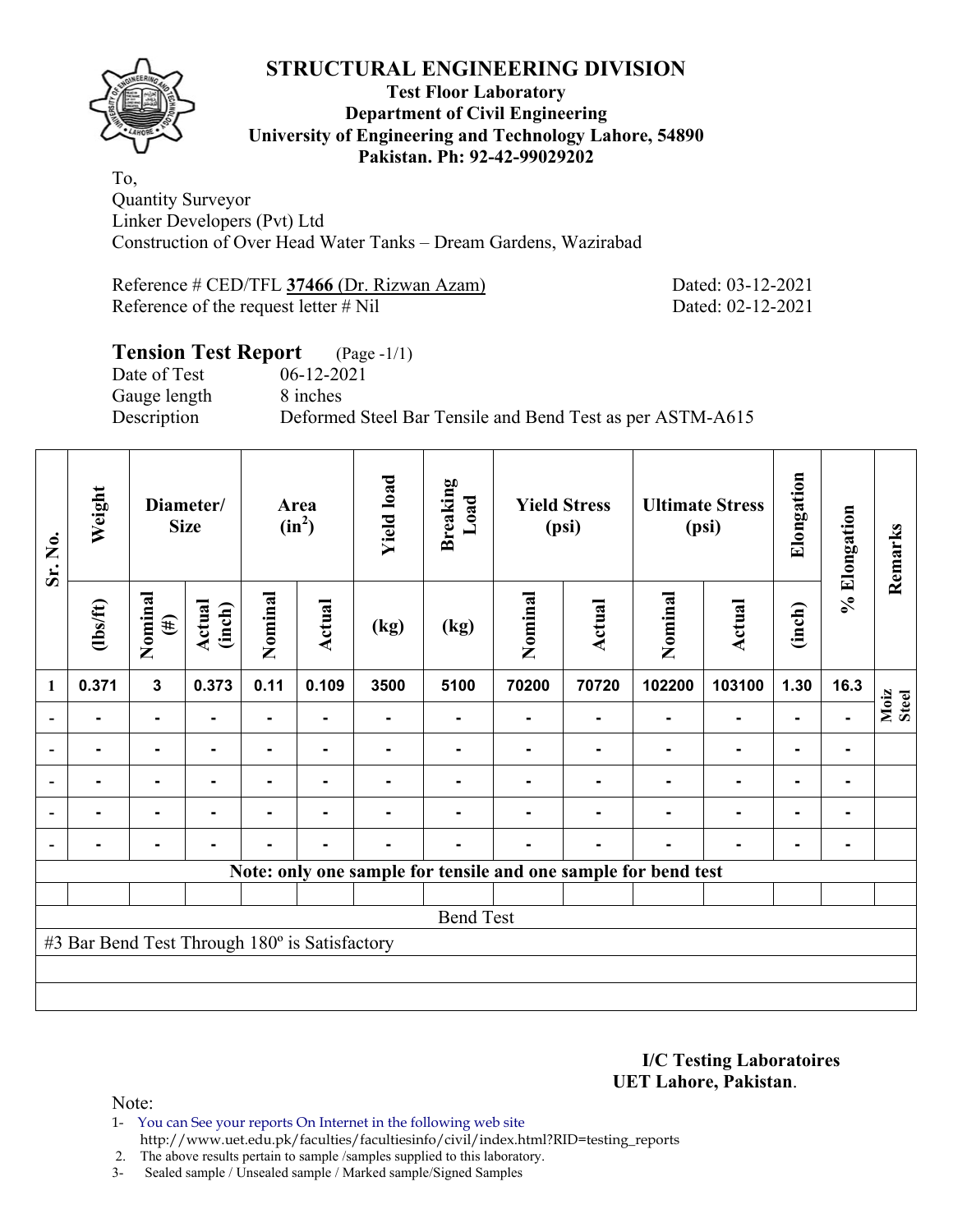# STRUCTURAL ENGINEERING DIVISION

**Test Floor Laboratory**
**Department of Civil Engineering**
**University of Engineering and Technology Lahore, 54890**
**Pakistan. Ph: 92-42-99029202**

To,
Quantity Surveyor
Linker Developers (Pvt) Ltd
Construction of Over Head Water Tanks – Dream Gardens, Wazirabad

Reference # CED/TFL **37466** (Dr. Rizwan Azam) Dated: 03-12-2021
Reference of the request letter # Nil Dated: 02-12-2021

## Tension Test Report (Page -1/1)

Date of Test 06-12-2021
Gauge length 8 inches
Description Deformed Steel Bar Tensile and Bend Test as per ASTM-A615

| Sr. No. | Weight | Diameter/ Size | | Area ($in^2$) | | Yield load | Breaking Load | Yield Stress (psi) | | Ultimate Stress (psi) | | Elongation | % Elongation | Remarks |
|---|---|---|---|---|---|---|---|---|---|---|---|---|---|---|
| | (lbs/ft) | Nominal (#) | Actual (inch) | Nominal | Actual | (kg) | (kg) | Nominal | Actual | Nominal | Actual | (inch) | | |
| 1 | 0.371 | 3 | 0.373 | 0.11 | 0.109 | 3500 | 5100 | 70200 | 70720 | 102200 | 103100 | 1.30 | 16.3 | Moiz Steel |
| - | - | - | - | - | - | - | - | - | - | - | - | - | - | |
| - | - | - | - | - | - | - | - | - | - | - | - | - | - | |
| - | - | - | - | - | - | - | - | - | - | - | - | - | - | |
| - | - | - | - | - | - | - | - | - | - | - | - | - | - | |
| - | - | - | - | - | - | - | - | - | - | - | - | - | - | |
| **Note: only one sample for tensile and one sample for bend test** | | | | | | | | | | | | | | |
| Bend Test | | | | | | | | | | | | | | |
| #3 Bar Bend Test Through 180º is Satisfactory | | | | | | | | | | | | | | |

**I/C Testing Laboratoires**
**UET Lahore, Pakistan**.

Note:
1- You can See your reports On Internet in the following web site
http://www.uet.edu.pk/faculties/facultiesinfo/civil/index.html?RID=testing_reports
2. The above results pertain to sample /samples supplied to this laboratory.
3- Sealed sample / Unsealed sample / Marked sample/Signed Samples